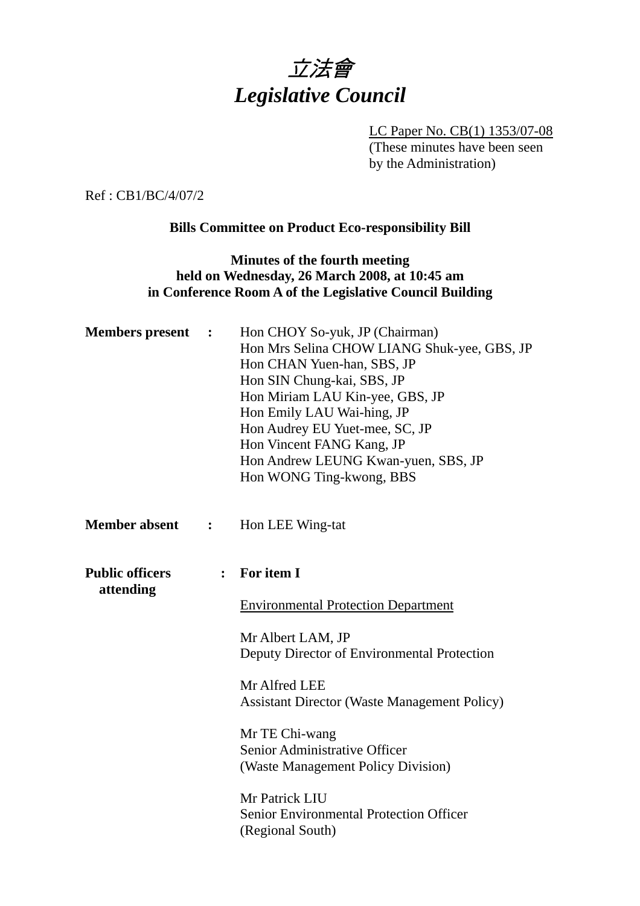# 立法會
# *Legislative Council*

LC Paper No. CB(1) 1353/07-08
(These minutes have been seen by the Administration)

Ref : CB1/BC/4/07/2

**Bills Committee on Product Eco-responsibility Bill**

**Minutes of the fourth meeting held on Wednesday, 26 March 2008, at 10:45 am in Conference Room A of the Legislative Council Building**

**Members present :**
Hon CHOY So-yuk, JP (Chairman)
Hon Mrs Selina CHOW LIANG Shuk-yee, GBS, JP
Hon CHAN Yuen-han, SBS, JP
Hon SIN Chung-kai, SBS, JP
Hon Miriam LAU Kin-yee, GBS, JP
Hon Emily LAU Wai-hing, JP
Hon Audrey EU Yuet-mee, SC, JP
Hon Vincent FANG Kang, JP
Hon Andrew LEUNG Kwan-yuen, SBS, JP
Hon WONG Ting-kwong, BBS

**Member absent :**
Hon LEE Wing-tat

**Public officers attending :**

**For item I**

Environmental Protection Department

Mr Albert LAM, JP
Deputy Director of Environmental Protection

Mr Alfred LEE
Assistant Director (Waste Management Policy)

Mr TE Chi-wang
Senior Administrative Officer
(Waste Management Policy Division)

Mr Patrick LIU
Senior Environmental Protection Officer
(Regional South)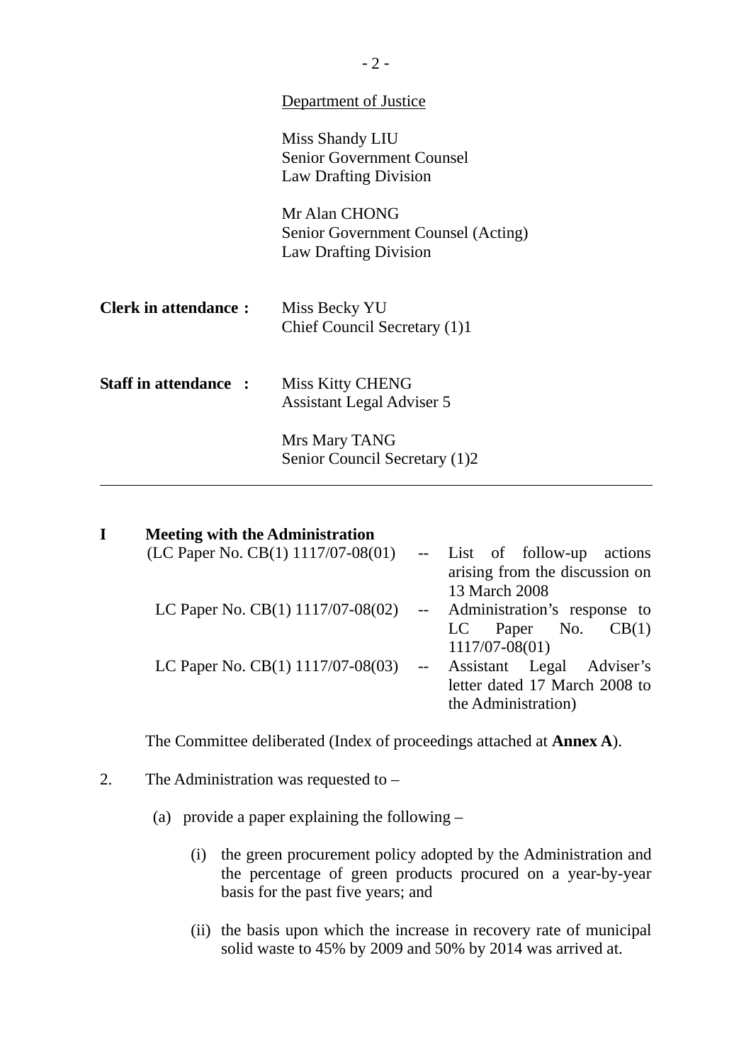Department of Justice

Miss Shandy LIU
Senior Government Counsel
Law Drafting Division

Mr Alan CHONG
Senior Government Counsel (Acting)
Law Drafting Division

**Clerk in attendance :** Miss Becky YU
Chief Council Secretary (1)1

**Staff in attendance :** Miss Kitty CHENG
Assistant Legal Adviser 5

Mrs Mary TANG
Senior Council Secretary (1)2

---

**I Meeting with the Administration**

(LC Paper No. CB(1) 1117/07-08(01) -- List of follow-up actions arising from the discussion on 13 March 2008

LC Paper No. CB(1) 1117/07-08(02) -- Administration's response to LC Paper No. CB(1) 1117/07-08(01)

LC Paper No. CB(1) 1117/07-08(03) -- Assistant Legal Adviser's letter dated 17 March 2008 to the Administration)

The Committee deliberated (Index of proceedings attached at **Annex A**).

2. The Administration was requested to –

(a) provide a paper explaining the following –

(i) the green procurement policy adopted by the Administration and the percentage of green products procured on a year-by-year basis for the past five years; and

(ii) the basis upon which the increase in recovery rate of municipal solid waste to 45% by 2009 and 50% by 2014 was arrived at.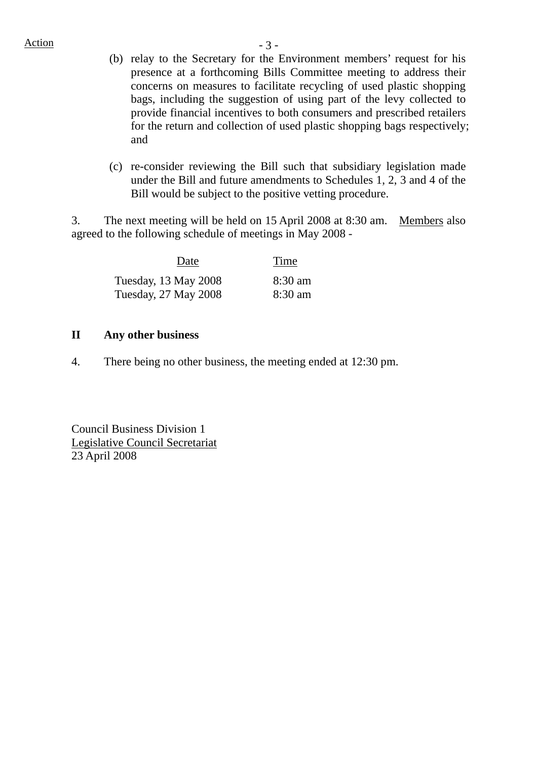Action

(b) relay to the Secretary for the Environment members' request for his presence at a forthcoming Bills Committee meeting to address their concerns on measures to facilitate recycling of used plastic shopping bags, including the suggestion of using part of the levy collected to provide financial incentives to both consumers and prescribed retailers for the return and collection of used plastic shopping bags respectively; and

(c) re-consider reviewing the Bill such that subsidiary legislation made under the Bill and future amendments to Schedules 1, 2, 3 and 4 of the Bill would be subject to the positive vetting procedure.

3. The next meeting will be held on 15 April 2008 at 8:30 am. Members also agreed to the following schedule of meetings in May 2008 -

| Date | Time |
|---|---|
| Tuesday, 13 May 2008 | 8:30 am |
| Tuesday, 27 May 2008 | 8:30 am |

## II Any other business

4. There being no other business, the meeting ended at 12:30 pm.

Council Business Division 1
Legislative Council Secretariat
23 April 2008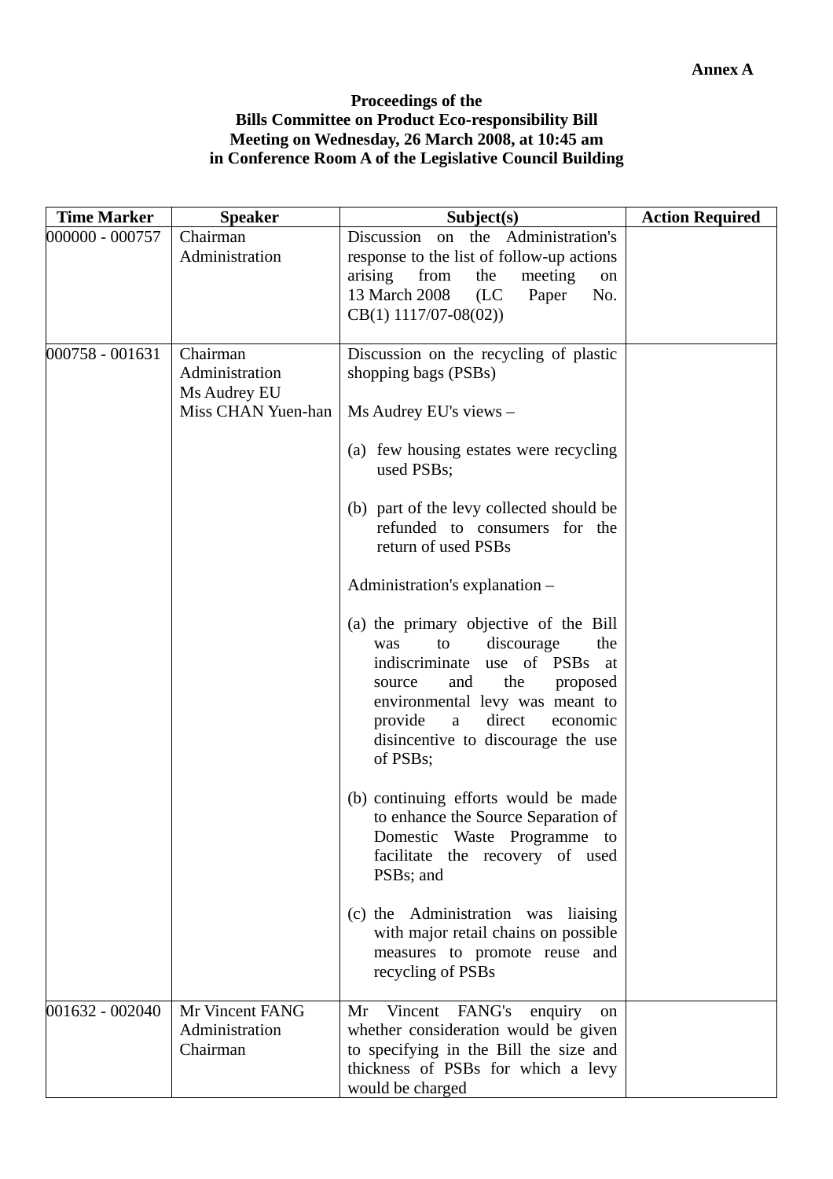**Annex A**

**Proceedings of the**
**Bills Committee on Product Eco-responsibility Bill**
**Meeting on Wednesday, 26 March 2008, at 10:45 am**
**in Conference Room A of the Legislative Council Building**

| Time Marker | Speaker | Subject(s) | Action Required |
|---|---|---|---|
| 000000 - 000757 | Chairman<br>Administration | Discussion on the Administration's response to the list of follow-up actions arising from the meeting on 13 March 2008 (LC Paper No. CB(1) 1117/07-08(02)) | |
| 000758 - 001631 | Chairman<br>Administration<br>Ms Audrey EU<br>Miss CHAN Yuen-han | Discussion on the recycling of plastic shopping bags (PSBs)<br><br>Ms Audrey EU's views –<br><br>(a) few housing estates were recycling used PSBs;<br><br>(b) part of the levy collected should be refunded to consumers for the return of used PSBs<br><br>Administration's explanation –<br><br>(a) the primary objective of the Bill was to discourage the indiscriminate use of PSBs at source and the proposed environmental levy was meant to provide a direct economic disincentive to discourage the use of PSBs;<br><br>(b) continuing efforts would be made to enhance the Source Separation of Domestic Waste Programme to facilitate the recovery of used PSBs; and<br><br>(c) the Administration was liaising with major retail chains on possible measures to promote reuse and recycling of PSBs | |
| 001632 - 002040 | Mr Vincent FANG<br>Administration<br>Chairman | Mr Vincent FANG's enquiry on whether consideration would be given to specifying in the Bill the size and thickness of PSBs for which a levy would be charged | |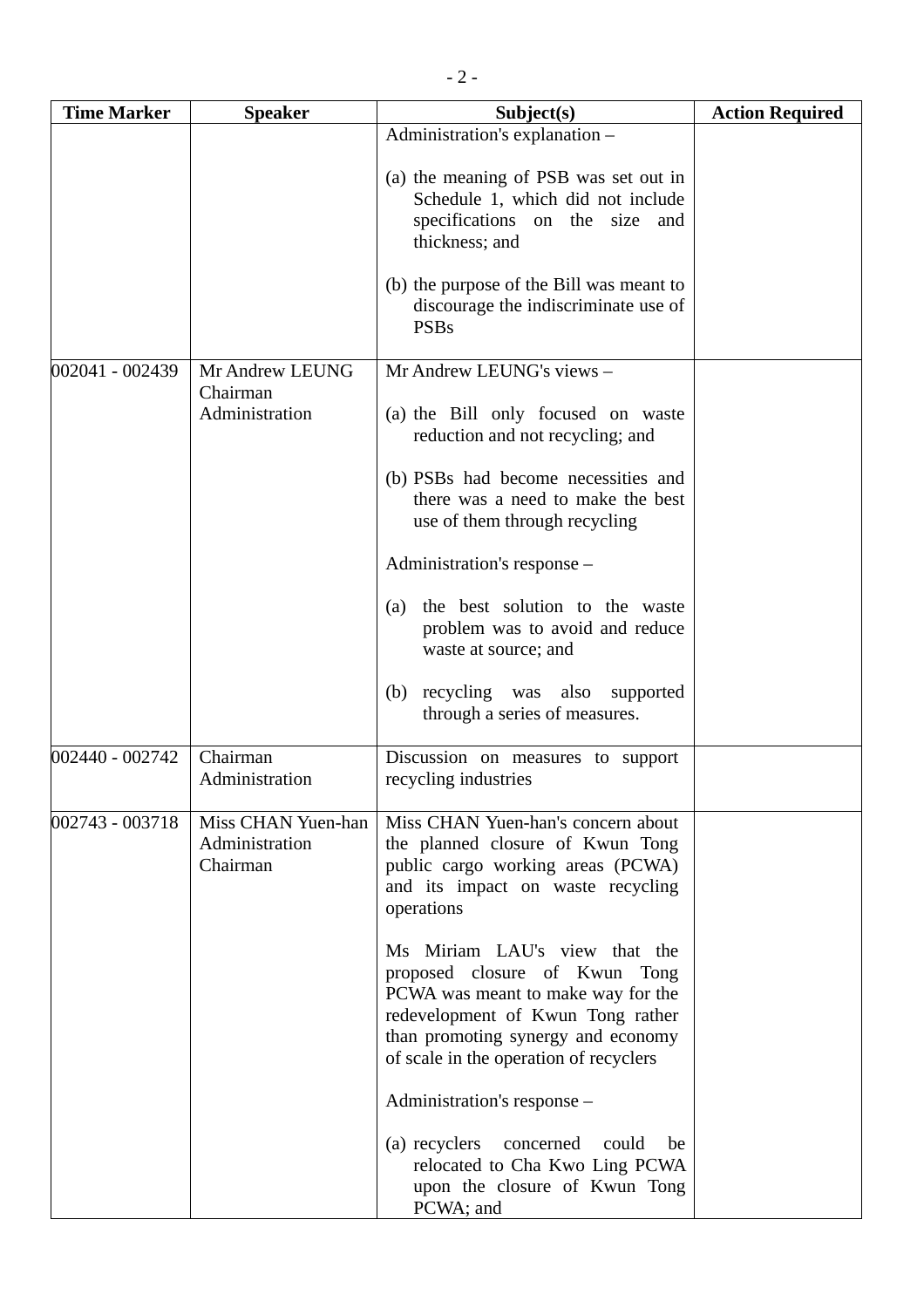| Time Marker | Speaker | Subject(s) | Action Required |
|---|---|---|---|
| | | Administration's explanation –<br><br>(a) the meaning of PSB was set out in Schedule 1, which did not include specifications on the size and thickness; and<br><br>(b) the purpose of the Bill was meant to discourage the indiscriminate use of PSBs | |
| 002041 - 002439 | Mr Andrew LEUNG<br>Chairman<br>Administration | Mr Andrew LEUNG's views –<br><br>(a) the Bill only focused on waste reduction and not recycling; and<br><br>(b) PSBs had become necessities and there was a need to make the best use of them through recycling<br><br>Administration's response –<br><br>(a) the best solution to the waste problem was to avoid and reduce waste at source; and<br><br>(b) recycling was also supported through a series of measures. | |
| 002440 - 002742 | Chairman<br>Administration | Discussion on measures to support recycling industries | |
| 002743 - 003718 | Miss CHAN Yuen-han<br>Administration<br>Chairman | Miss CHAN Yuen-han's concern about the planned closure of Kwun Tong public cargo working areas (PCWA) and its impact on waste recycling operations<br><br>Ms Miriam LAU's view that the proposed closure of Kwun Tong PCWA was meant to make way for the redevelopment of Kwun Tong rather than promoting synergy and economy of scale in the operation of recyclers<br><br>Administration's response –<br><br>(a) recyclers concerned could be relocated to Cha Kwo Ling PCWA upon the closure of Kwun Tong PCWA; and | |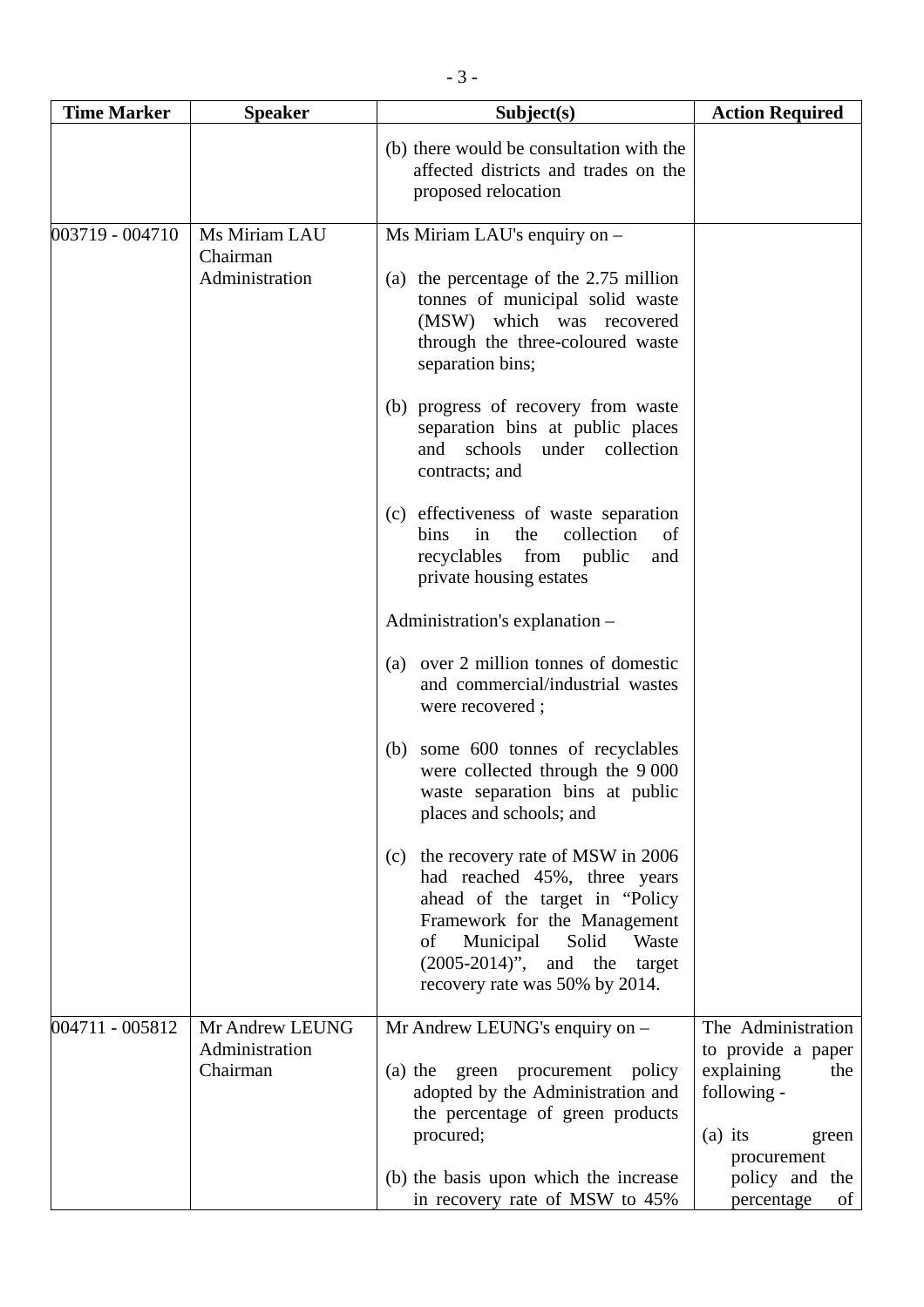| Time Marker | Speaker | Subject(s) | Action Required |
|---|---|---|---|
| | | (b) there would be consultation with the affected districts and trades on the proposed relocation | |
| 003719 - 004710 | Ms Miriam LAU<br>Chairman<br>Administration | Ms Miriam LAU's enquiry on –<br><br>(a) the percentage of the 2.75 million tonnes of municipal solid waste (MSW) which was recovered through the three-coloured waste separation bins;<br><br>(b) progress of recovery from waste separation bins at public places and schools under collection contracts; and<br><br>(c) effectiveness of waste separation bins in the collection of recyclables from public and private housing estates<br><br>Administration's explanation –<br><br>(a) over 2 million tonnes of domestic and commercial/industrial wastes were recovered ;<br><br>(b) some 600 tonnes of recyclables were collected through the 9 000 waste separation bins at public places and schools; and<br><br>(c) the recovery rate of MSW in 2006 had reached 45%, three years ahead of the target in "Policy Framework for the Management of Municipal Solid Waste (2005-2014)", and the target recovery rate was 50% by 2014. | |
| 004711 - 005812 | Mr Andrew LEUNG<br>Administration<br>Chairman | Mr Andrew LEUNG's enquiry on –<br><br>(a) the green procurement policy adopted by the Administration and the percentage of green products procured;<br><br>(b) the basis upon which the increase in recovery rate of MSW to 45% | The Administration to provide a paper explaining the following -<br><br>(a) its green procurement policy and the percentage of |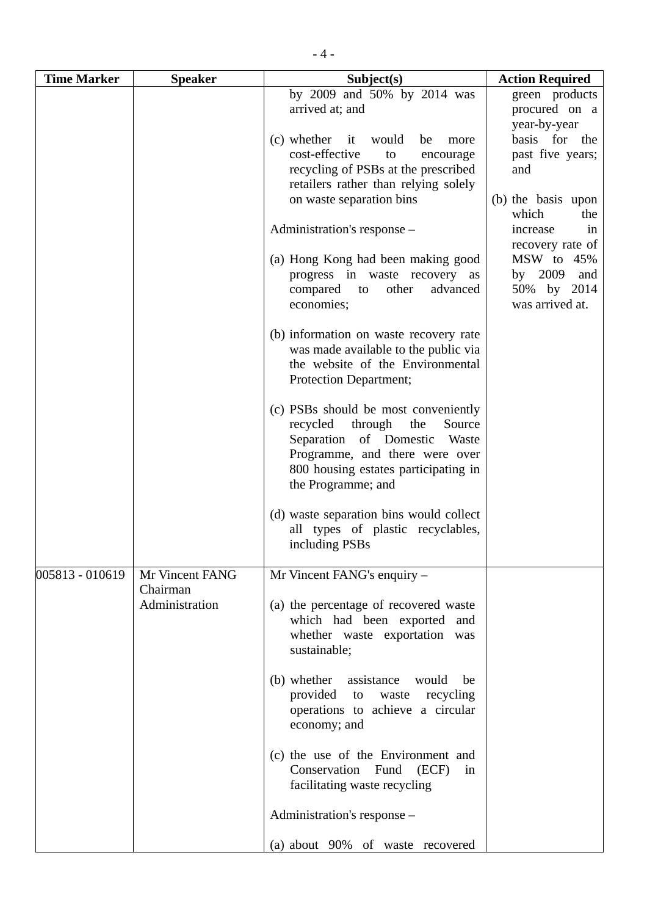| Time Marker | Speaker | Subject(s) | Action Required |
|---|---|---|---|
| | | by 2009 and 50% by 2014 was arrived at; and<br><br>(c) whether it would be more cost-effective to encourage recycling of PSBs at the prescribed retailers rather than relying solely on waste separation bins<br><br>Administration's response –<br><br>(a) Hong Kong had been making good progress in waste recovery as compared to other advanced economies;<br><br>(b) information on waste recovery rate was made available to the public via the website of the Environmental Protection Department;<br><br>(c) PSBs should be most conveniently recycled through the Source Separation of Domestic Waste Programme, and there were over 800 housing estates participating in the Programme; and<br><br>(d) waste separation bins would collect all types of plastic recyclables, including PSBs | green products procured on a year-by-year basis for the past five years; and<br><br>(b) the basis upon which the increase in recovery rate of MSW to 45% by 2009 and 50% by 2014 was arrived at. |
| 005813 - 010619 | Mr Vincent FANG<br>Chairman<br>Administration | Mr Vincent FANG's enquiry –<br><br>(a) the percentage of recovered waste which had been exported and whether waste exportation was sustainable;<br><br>(b) whether assistance would be provided to waste recycling operations to achieve a circular economy; and<br><br>(c) the use of the Environment and Conservation Fund (ECF) in facilitating waste recycling<br><br>Administration's response –<br><br>(a) about 90% of waste recovered | |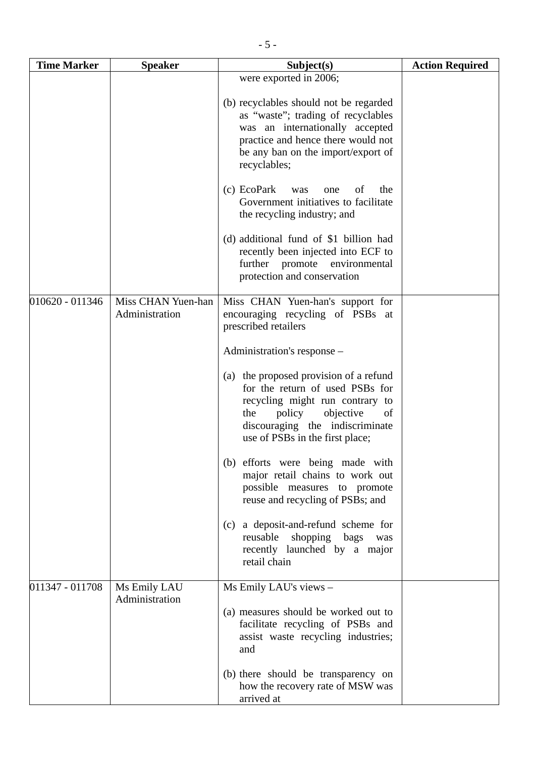| Time Marker | Speaker | Subject(s) | Action Required |
|---|---|---|---|
| | | were exported in 2006;<br><br>(b) recyclables should not be regarded as "waste"; trading of recyclables was an internationally accepted practice and hence there would not be any ban on the import/export of recyclables;<br><br>(c) EcoPark was one of the Government initiatives to facilitate the recycling industry; and<br><br>(d) additional fund of $1 billion had recently been injected into ECF to further promote environmental protection and conservation | |
| 010620 - 011346 | Miss CHAN Yuen-han<br>Administration | Miss CHAN Yuen-han's support for encouraging recycling of PSBs at prescribed retailers<br><br>Administration's response –<br><br>(a) the proposed provision of a refund for the return of used PSBs for recycling might run contrary to the policy objective of discouraging the indiscriminate use of PSBs in the first place;<br><br>(b) efforts were being made with major retail chains to work out possible measures to promote reuse and recycling of PSBs; and<br><br>(c) a deposit-and-refund scheme for reusable shopping bags was recently launched by a major retail chain | |
| 011347 - 011708 | Ms Emily LAU<br>Administration | Ms Emily LAU's views –<br><br>(a) measures should be worked out to facilitate recycling of PSBs and assist waste recycling industries; and<br><br>(b) there should be transparency on how the recovery rate of MSW was arrived at | |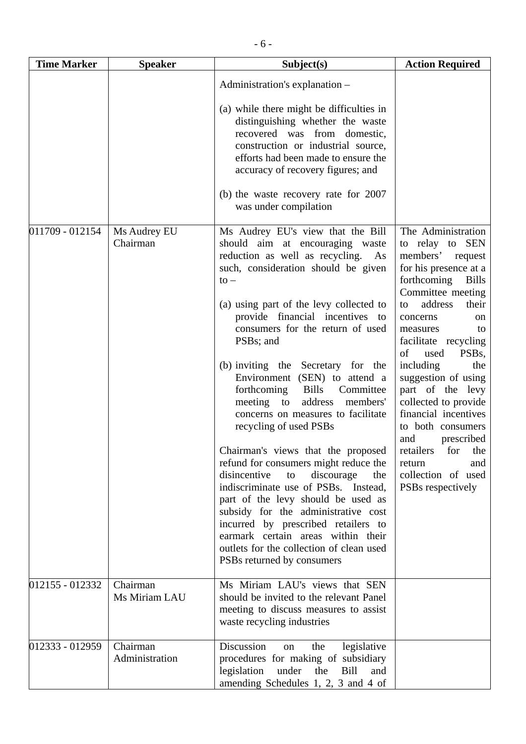| Time Marker | Speaker | Subject(s) | Action Required |
| --- | --- | --- | --- |
| | | Administration's explanation – <br><br> (a) while there might be difficulties in distinguishing whether the waste recovered was from domestic, construction or industrial source, efforts had been made to ensure the accuracy of recovery figures; and <br><br> (b) the waste recovery rate for 2007 was under compilation | |
| 011709 - 012154 | Ms Audrey EU <br> Chairman | Ms Audrey EU's view that the Bill should aim at encouraging waste reduction as well as recycling. As such, consideration should be given to – <br><br> (a) using part of the levy collected to provide financial incentives to consumers for the return of used PSBs; and <br><br> (b) inviting the Secretary for the Environment (SEN) to attend a forthcoming Bills Committee meeting to address members' concerns on measures to facilitate recycling of used PSBs <br><br> Chairman's views that the proposed refund for consumers might reduce the disincentive to discourage the indiscriminate use of PSBs. Instead, part of the levy should be used as subsidy for the administrative cost incurred by prescribed retailers to earmark certain areas within their outlets for the collection of clean used PSBs returned by consumers | The Administration to relay to SEN members' request for his presence at a forthcoming Bills Committee meeting to address their concerns on measures to facilitate recycling of used PSBs, including the suggestion of using part of the levy collected to provide financial incentives to both consumers and prescribed retailers for the return and collection of used PSBs respectively |
| 012155 - 012332 | Chairman <br> Ms Miriam LAU | Ms Miriam LAU's views that SEN should be invited to the relevant Panel meeting to discuss measures to assist waste recycling industries | |
| 012333 - 012959 | Chairman <br> Administration | Discussion on the legislative procedures for making of subsidiary legislation under the Bill and amending Schedules 1, 2, 3 and 4 of | |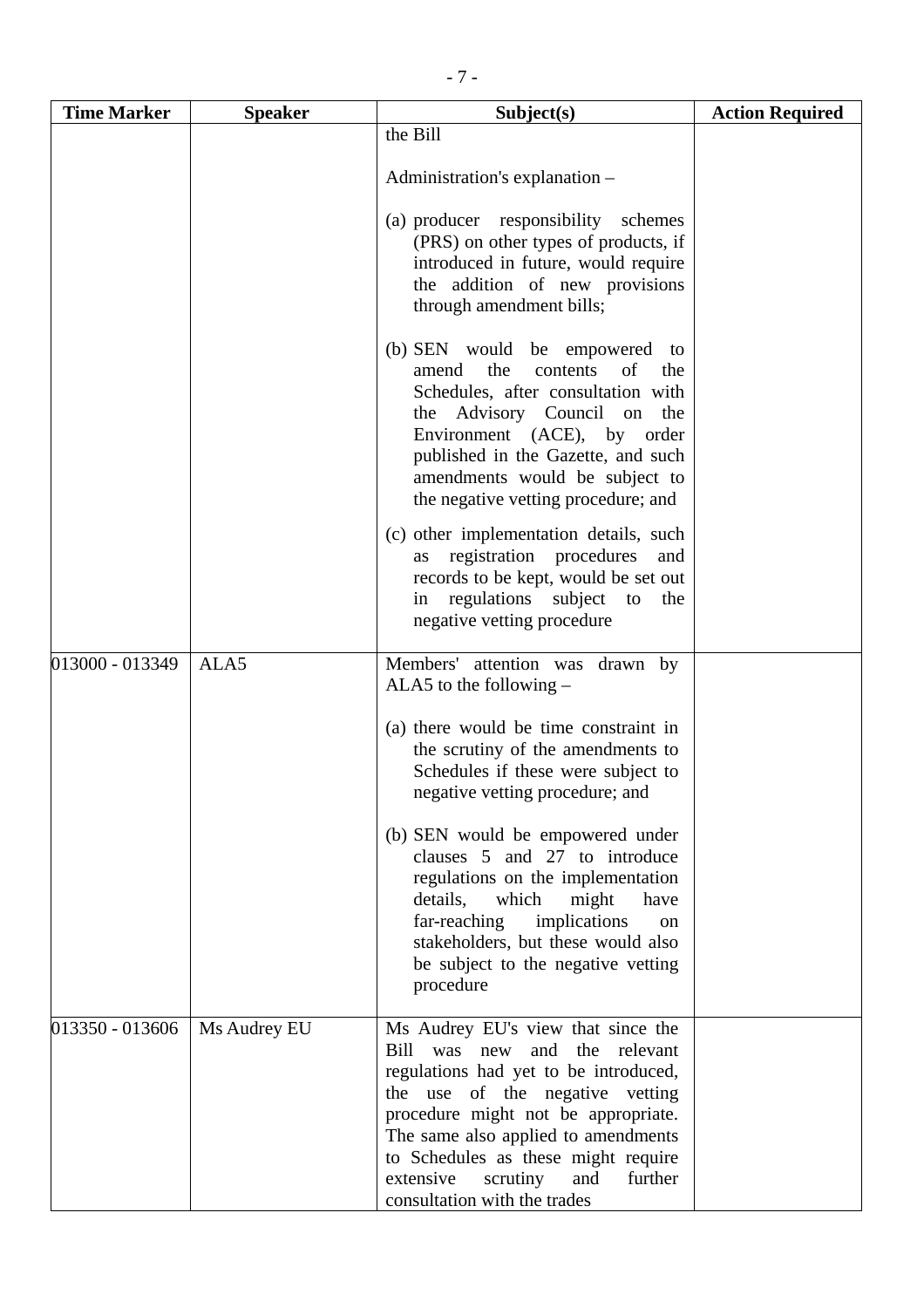| Time Marker | Speaker | Subject(s) | Action Required |
|---|---|---|---|
| | | the Bill<br><br>Administration's explanation –<br><br>(a) producer responsibility schemes (PRS) on other types of products, if introduced in future, would require the addition of new provisions through amendment bills;<br><br>(b) SEN would be empowered to amend the contents of the Schedules, after consultation with the Advisory Council on the Environment (ACE), by order published in the Gazette, and such amendments would be subject to the negative vetting procedure; and<br><br>(c) other implementation details, such as registration procedures and records to be kept, would be set out in regulations subject to the negative vetting procedure | |
| 013000 - 013349 | ALA5 | Members' attention was drawn by ALA5 to the following –<br><br>(a) there would be time constraint in the scrutiny of the amendments to Schedules if these were subject to negative vetting procedure; and<br><br>(b) SEN would be empowered under clauses 5 and 27 to introduce regulations on the implementation details, which might have far-reaching implications on stakeholders, but these would also be subject to the negative vetting procedure | |
| 013350 - 013606 | Ms Audrey EU | Ms Audrey EU's view that since the Bill was new and the relevant regulations had yet to be introduced, the use of the negative vetting procedure might not be appropriate. The same also applied to amendments to Schedules as these might require extensive scrutiny and further consultation with the trades | |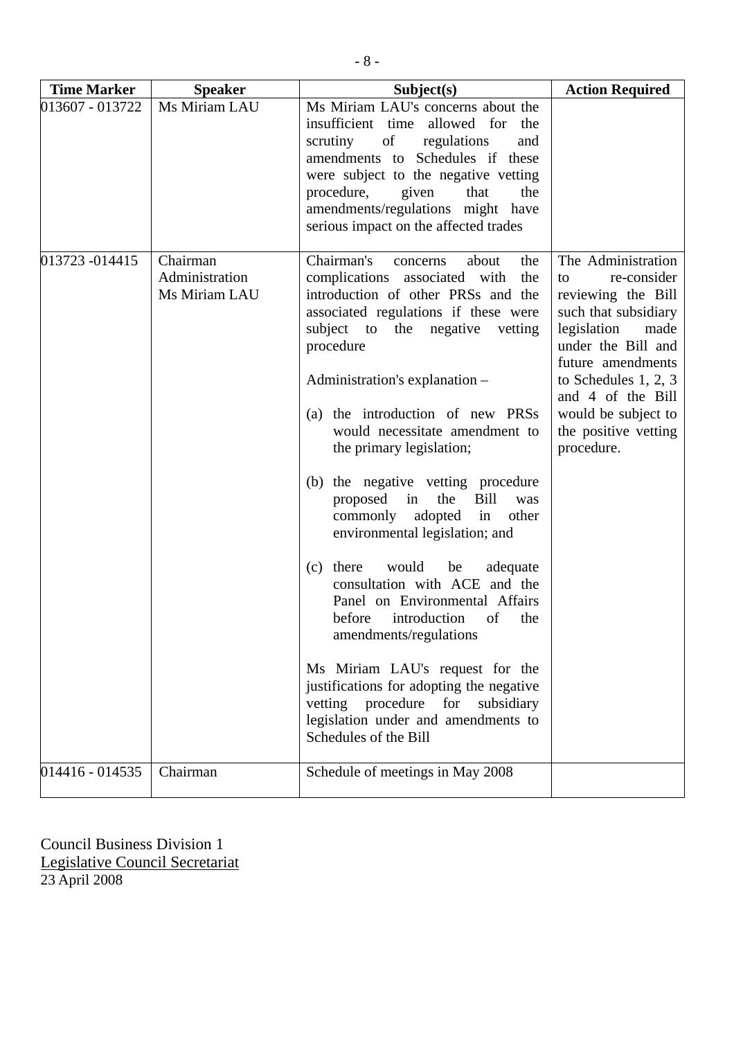| Time Marker | Speaker | Subject(s) | Action Required |
|---|---|---|---|
| 013607 - 013722 | Ms Miriam LAU | Ms Miriam LAU's concerns about the insufficient time allowed for the scrutiny of regulations and amendments to Schedules if these were subject to the negative vetting procedure, given that the amendments/regulations might have serious impact on the affected trades | |
| 013723 -014415 | Chairman<br>Administration<br>Ms Miriam LAU | Chairman's concerns about the complications associated with the introduction of other PRSs and the associated regulations if these were subject to the negative vetting procedure<br><br>Administration's explanation –<br><br>(a) the introduction of new PRSs would necessitate amendment to the primary legislation;<br><br>(b) the negative vetting procedure proposed in the Bill was commonly adopted in other environmental legislation; and<br><br>(c) there would be adequate consultation with ACE and the Panel on Environmental Affairs before introduction of the amendments/regulations<br><br>Ms Miriam LAU's request for the justifications for adopting the negative vetting procedure for subsidiary legislation under and amendments to Schedules of the Bill | The Administration to re-consider reviewing the Bill such that subsidiary legislation made under the Bill and future amendments to Schedules 1, 2, 3 and 4 of the Bill would be subject to the positive vetting procedure. |
| 014416 - 014535 | Chairman | Schedule of meetings in May 2008 | |

Council Business Division 1
Legislative Council Secretariat
23 April 2008